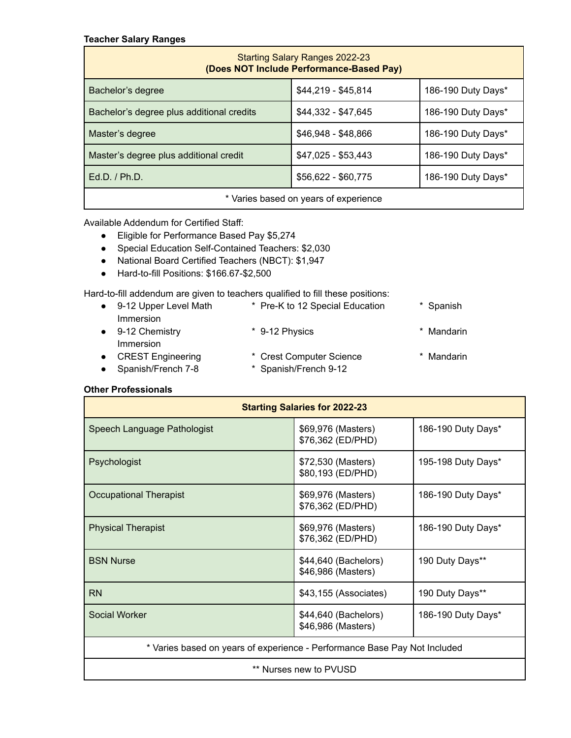**Teacher Salary Ranges**

| Starting Salary Ranges 2022-23 **(Does NOT Include Performance-Based Pay)** | | |
|---|---|---|
| Bachelor's degree | $44,219 - $45,814 | 186-190 Duty Days* |
| Bachelor's degree plus additional credits | $44,332 - $47,645 | 186-190 Duty Days* |
| Master's degree | $46,948 - $48,866 | 186-190 Duty Days* |
| Master's degree plus additional credit | $47,025 - $53,443 | 186-190 Duty Days* |
| Ed.D. / Ph.D. | $56,622 - $60,775 | 186-190 Duty Days* |
| * Varies based on years of experience | | |

Available Addendum for Certified Staff:

- Eligible for Performance Based Pay $5,274
- Special Education Self-Contained Teachers: $2,030
- National Board Certified Teachers (NBCT): $1,947
- Hard-to-fill Positions: $166.67-$2,500

Hard-to-fill addendum are given to teachers qualified to fill these positions:

- 9-12 Upper Level Math Immersion
- 9-12 Chemistry Immersion
- CREST Engineering
- Spanish/French 7-8

* Pre-K to 12 Special Education
* 9-12 Physics
* Crest Computer Science
* Spanish/French 9-12

* Spanish
* Mandarin
* Mandarin

**Other Professionals**

| **Starting Salaries for 2022-23** | | |
|---|---|---|
| Speech Language Pathologist | $69,976 (Masters)<br>$76,362 (ED/PHD) | 186-190 Duty Days* |
| Psychologist | $72,530 (Masters)<br>$80,193 (ED/PHD) | 195-198 Duty Days* |
| Occupational Therapist | $69,976 (Masters)<br>$76,362 (ED/PHD) | 186-190 Duty Days* |
| Physical Therapist | $69,976 (Masters)<br>$76,362 (ED/PHD) | 186-190 Duty Days* |
| BSN Nurse | $44,640 (Bachelors)<br>$46,986 (Masters) | 190 Duty Days** |
| RN | $43,155 (Associates) | 190 Duty Days** |
| Social Worker | $44,640 (Bachelors)<br>$46,986 (Masters) | 186-190 Duty Days* |
| * Varies based on years of experience - Performance Base Pay Not Included | | |
| ** Nurses new to PVUSD | | |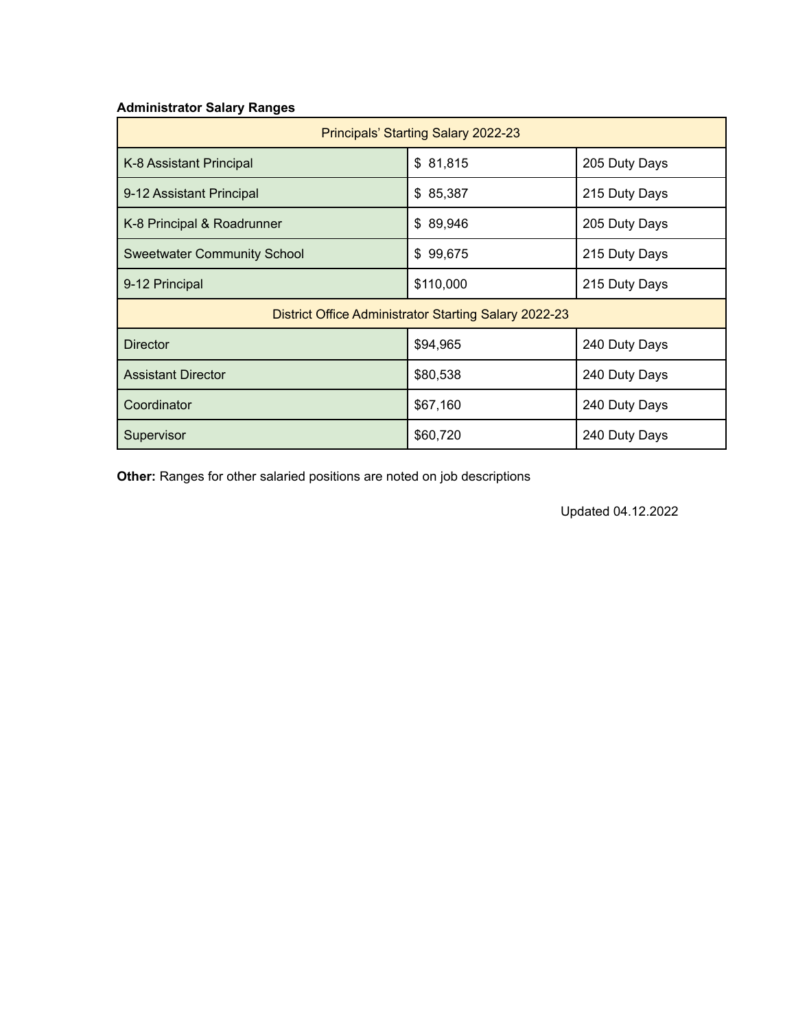**Administrator Salary Ranges**

| | | |
|---|---|---|
| Principals' Starting Salary 2022-23 | | |
| K-8 Assistant Principal | $ 81,815 | 205 Duty Days |
| 9-12 Assistant Principal | $ 85,387 | 215 Duty Days |
| K-8 Principal & Roadrunner | $ 89,946 | 205 Duty Days |
| Sweetwater Community School | $ 99,675 | 215 Duty Days |
| 9-12 Principal | $110,000 | 215 Duty Days |
| District Office Administrator Starting Salary 2022-23 | | |
| Director | $94,965 | 240 Duty Days |
| Assistant Director | $80,538 | 240 Duty Days |
| Coordinator | $67,160 | 240 Duty Days |
| Supervisor | $60,720 | 240 Duty Days |

**Other:** Ranges for other salaried positions are noted on job descriptions

Updated 04.12.2022